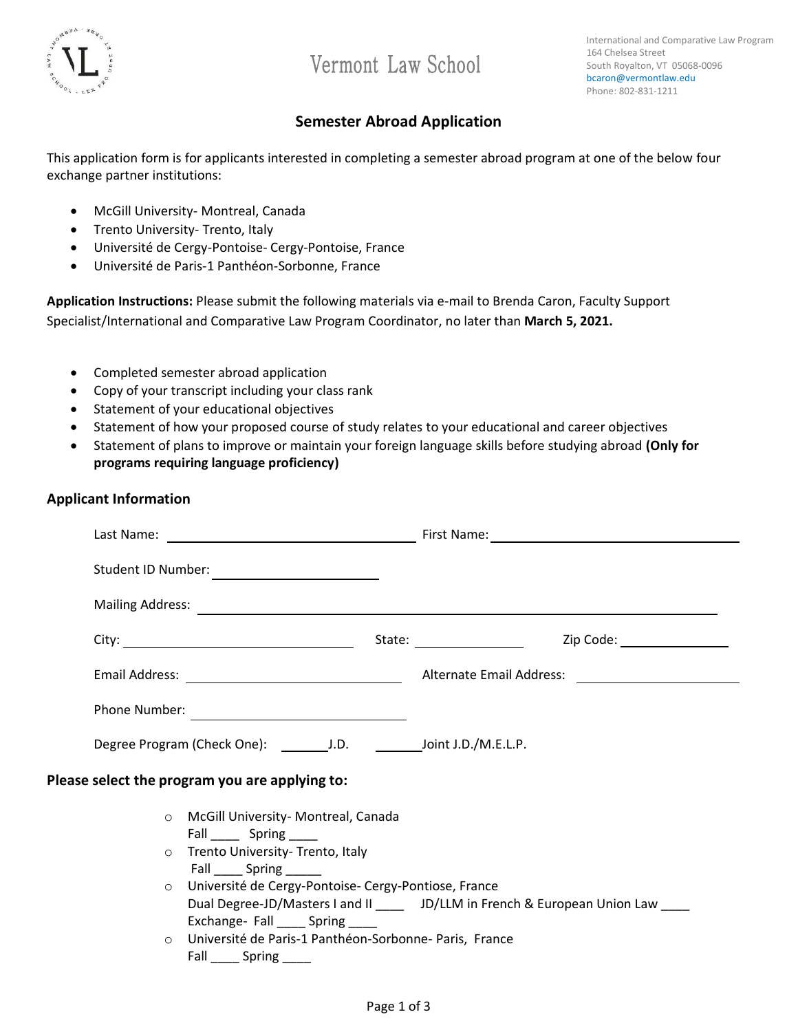Vermont Law School

International and Comparative Law Program
164 Chelsea Street
South Royalton, VT 05068-0096
bcaron@vermontlaw.edu
Phone: 802-831-1211

## Semester Abroad Application

This application form is for applicants interested in completing a semester abroad program at one of the below four exchange partner institutions:

- McGill University- Montreal, Canada
- Trento University- Trento, Italy
- Université de Cergy-Pontoise- Cergy-Pontoise, France
- Université de Paris-1 Panthéon-Sorbonne, France

**Application Instructions:** Please submit the following materials via e-mail to Brenda Caron, Faculty Support Specialist/International and Comparative Law Program Coordinator, no later than **March 5, 2021.**

- Completed semester abroad application
- Copy of your transcript including your class rank
- Statement of your educational objectives
- Statement of how your proposed course of study relates to your educational and career objectives
- Statement of plans to improve or maintain your foreign language skills before studying abroad **(Only for programs requiring language proficiency)**

### Applicant Information

Last Name: ____________________ First Name: ____________________

Student ID Number: ____________________

Mailing Address: ________________________________________

City: ____________________ State: ____________ Zip Code: ____________

Email Address: ____________________ Alternate Email Address: ____________________

Phone Number: ____________________

Degree Program (Check One): ______J.D. ______Joint J.D./M.E.L.P.

### Please select the program you are applying to:

- McGill University- Montreal, Canada
  Fall ____ Spring ____
- Trento University- Trento, Italy
  Fall ____ Spring _____
- Université de Cergy-Pontoise- Cergy-Pontiose, France
  Dual Degree-JD/Masters I and II ____ JD/LLM in French & European Union Law ____
  Exchange- Fall ____ Spring ____
- Université de Paris-1 Panthéon-Sorbonne- Paris, France
  Fall ____ Spring ____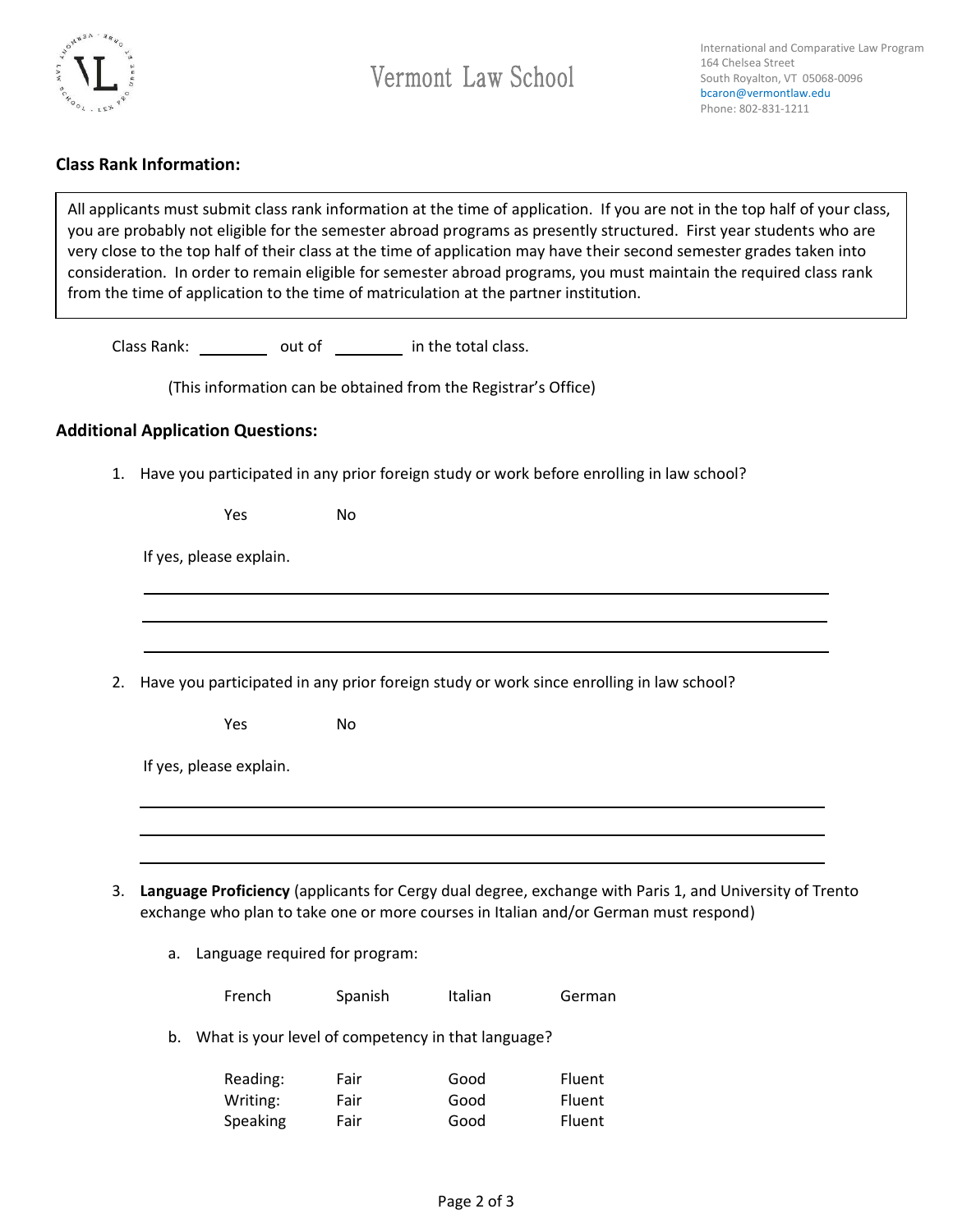Vermont Law School

International and Comparative Law Program
164 Chelsea Street
South Royalton, VT 05068-0096
bcaron@vermontlaw.edu
Phone: 802-831-1211

## Class Rank Information:

All applicants must submit class rank information at the time of application. If you are not in the top half of your class, you are probably not eligible for the semester abroad programs as presently structured. First year students who are very close to the top half of their class at the time of application may have their second semester grades taken into consideration. In order to remain eligible for semester abroad programs, you must maintain the required class rank from the time of application to the time of matriculation at the partner institution.

Class Rank: ________ out of ________ in the total class.

(This information can be obtained from the Registrar's Office)

## Additional Application Questions:

1. Have you participated in any prior foreign study or work before enrolling in law school?

   Yes No

   If yes, please explain.

   ________________________________________________________________________

   ________________________________________________________________________

   ________________________________________________________________________

2. Have you participated in any prior foreign study or work since enrolling in law school?

   Yes No

   If yes, please explain.

   ________________________________________________________________________

   ________________________________________________________________________

   ________________________________________________________________________

3. **Language Proficiency** (applicants for Cergy dual degree, exchange with Paris 1, and University of Trento exchange who plan to take one or more courses in Italian and/or German must respond)

   a. Language required for program:

      French Spanish Italian German

   b. What is your level of competency in that language?

| | | | |
|---|---|---|---|
| Reading: | Fair | Good | Fluent |
| Writing: | Fair | Good | Fluent |
| Speaking | Fair | Good | Fluent |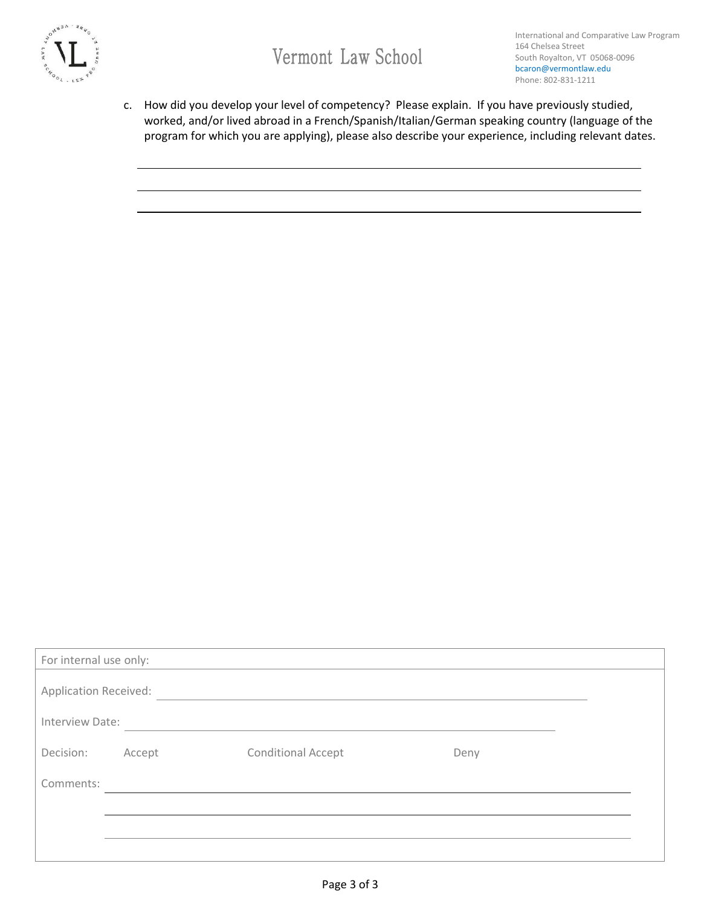c. How did you develop your level of competency? Please explain. If you have previously studied, worked, and/or lived abroad in a French/Spanish/Italian/German speaking country (language of the program for which you are applying), please also describe your experience, including relevant dates.

\_\_\_\_\_\_\_\_\_\_\_\_\_\_\_\_\_\_\_\_\_\_\_\_\_\_\_\_\_\_\_\_\_\_\_\_\_\_\_\_\_\_\_\_\_\_\_\_\_\_\_\_\_\_\_\_\_\_\_\_

\_\_\_\_\_\_\_\_\_\_\_\_\_\_\_\_\_\_\_\_\_\_\_\_\_\_\_\_\_\_\_\_\_\_\_\_\_\_\_\_\_\_\_\_\_\_\_\_\_\_\_\_\_\_\_\_\_\_\_\_

\_\_\_\_\_\_\_\_\_\_\_\_\_\_\_\_\_\_\_\_\_\_\_\_\_\_\_\_\_\_\_\_\_\_\_\_\_\_\_\_\_\_\_\_\_\_\_\_\_\_\_\_\_\_\_\_\_\_\_\_

For internal use only:

Application Received: \_\_\_\_\_\_\_\_\_\_\_\_\_\_\_\_\_\_\_\_\_\_\_\_\_\_\_\_\_\_\_\_\_\_\_\_\_\_\_\_

Interview Date: \_\_\_\_\_\_\_\_\_\_\_\_\_\_\_\_\_\_\_\_\_\_\_\_\_\_\_\_\_\_\_\_\_\_\_\_\_\_\_\_

Decision: Accept Conditional Accept Deny

Comments: \_\_\_\_\_\_\_\_\_\_\_\_\_\_\_\_\_\_\_\_\_\_\_\_\_\_\_\_\_\_\_\_\_\_\_\_\_\_\_\_\_\_\_\_\_\_\_\_

\_\_\_\_\_\_\_\_\_\_\_\_\_\_\_\_\_\_\_\_\_\_\_\_\_\_\_\_\_\_\_\_\_\_\_\_\_\_\_\_\_\_\_\_\_\_\_\_\_\_\_\_\_\_\_\_\_\_\_\_

\_\_\_\_\_\_\_\_\_\_\_\_\_\_\_\_\_\_\_\_\_\_\_\_\_\_\_\_\_\_\_\_\_\_\_\_\_\_\_\_\_\_\_\_\_\_\_\_\_\_\_\_\_\_\_\_\_\_\_\_